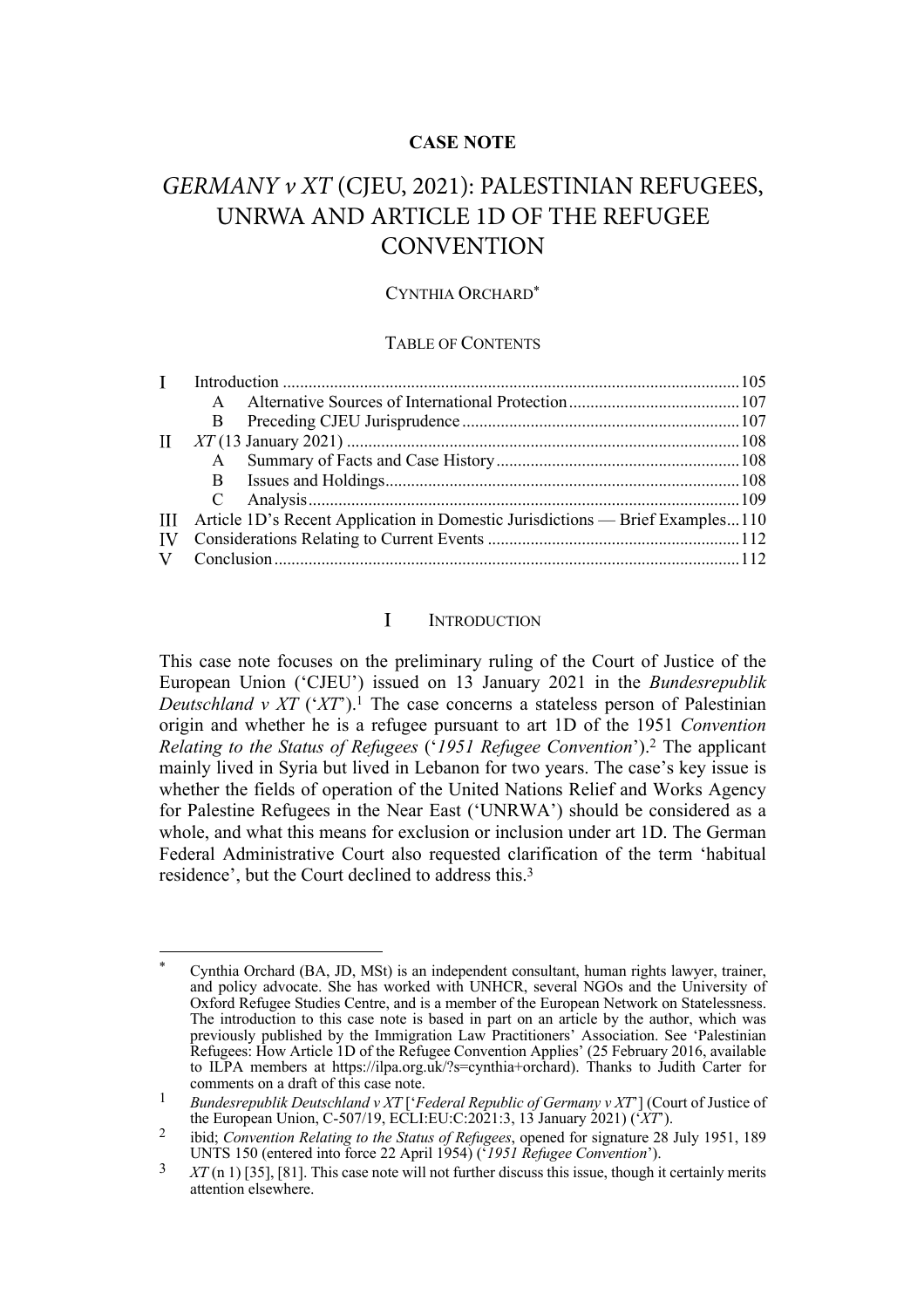**CASE NOTE**

# *GERMANY v XT* (CJEU, 2021): PALESTINIAN REFUGEES, UNRWA AND ARTICLE 1D OF THE REFUGEE CONVENTION

CYNTHIA ORCHARD*

TABLE OF CONTENTS

| | | |
|---|---|---|
| I | Introduction | 105 |
| | A Alternative Sources of International Protection | 107 |
| | B Preceding CJEU Jurisprudence | 107 |
| II | *XT* (13 January 2021) | 108 |
| | A Summary of Facts and Case History | 108 |
| | B Issues and Holdings | 108 |
| | C Analysis | 109 |
| III | Article 1D's Recent Application in Domestic Jurisdictions — Brief Examples | 110 |
| IV | Considerations Relating to Current Events | 112 |
| V | Conclusion | 112 |

## I INTRODUCTION

This case note focuses on the preliminary ruling of the Court of Justice of the European Union ('CJEU') issued on 13 January 2021 in the *Bundesrepublik Deutschland v XT* ('*XT*').[1] The case concerns a stateless person of Palestinian origin and whether he is a refugee pursuant to art 1D of the 1951 *Convention Relating to the Status of Refugees* ('*1951 Refugee Convention*').[2] The applicant mainly lived in Syria but lived in Lebanon for two years. The case's key issue is whether the fields of operation of the United Nations Relief and Works Agency for Palestine Refugees in the Near East ('UNRWA') should be considered as a whole, and what this means for exclusion or inclusion under art 1D. The German Federal Administrative Court also requested clarification of the term 'habitual residence', but the Court declined to address this.[3]

---

\* Cynthia Orchard (BA, JD, MSt) is an independent consultant, human rights lawyer, trainer, and policy advocate. She has worked with UNHCR, several NGOs and the University of Oxford Refugee Studies Centre, and is a member of the European Network on Statelessness. The introduction to this case note is based in part on an article by the author, which was previously published by the Immigration Law Practitioners' Association. See 'Palestinian Refugees: How Article 1D of the Refugee Convention Applies' (25 February 2016, available to ILPA members at https://ilpa.org.uk/?s=cynthia+orchard). Thanks to Judith Carter for comments on a draft of this case note.

1 *Bundesrepublik Deutschland v XT* ['*Federal Republic of Germany v XT*'] (Court of Justice of the European Union, C-507/19, ECLI:EU:C:2021:3, 13 January 2021) ('*XT*').

2 ibid; *Convention Relating to the Status of Refugees*, opened for signature 28 July 1951, 189 UNTS 150 (entered into force 22 April 1954) ('*1951 Refugee Convention*').

3 *XT* (n 1) [35], [81]. This case note will not further discuss this issue, though it certainly merits attention elsewhere.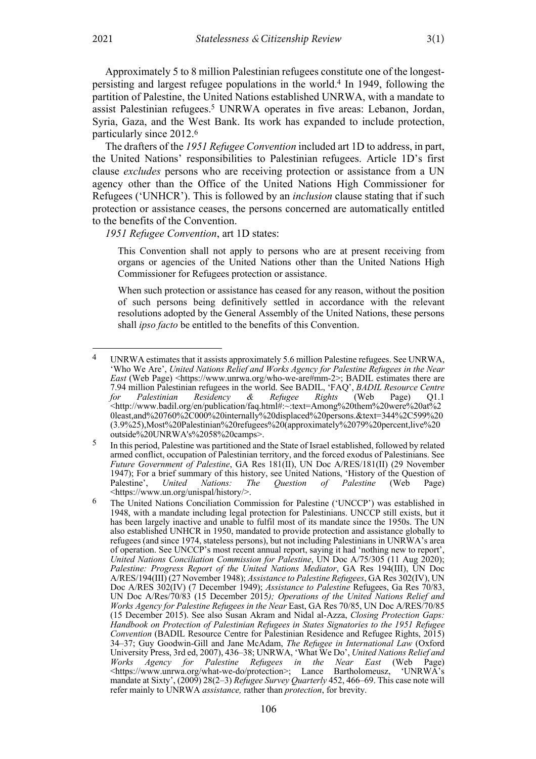Approximately 5 to 8 million Palestinian refugees constitute one of the longest-persisting and largest refugee populations in the world.[4] In 1949, following the partition of Palestine, the United Nations established UNRWA, with a mandate to assist Palestinian refugees.[5] UNRWA operates in five areas: Lebanon, Jordan, Syria, Gaza, and the West Bank. Its work has expanded to include protection, particularly since 2012.[6]

The drafters of the *1951 Refugee Convention* included art 1D to address, in part, the United Nations' responsibilities to Palestinian refugees. Article 1D's first clause *excludes* persons who are receiving protection or assistance from a UN agency other than the Office of the United Nations High Commissioner for Refugees ('UNHCR'). This is followed by an *inclusion* clause stating that if such protection or assistance ceases, the persons concerned are automatically entitled to the benefits of the Convention.

*1951 Refugee Convention*, art 1D states:

> This Convention shall not apply to persons who are at present receiving from organs or agencies of the United Nations other than the United Nations High Commissioner for Refugees protection or assistance.
>
> When such protection or assistance has ceased for any reason, without the position of such persons being definitively settled in accordance with the relevant resolutions adopted by the General Assembly of the United Nations, these persons shall *ipso facto* be entitled to the benefits of this Convention.

---

[4] UNRWA estimates that it assists approximately 5.6 million Palestine refugees. See UNRWA, 'Who We Are', *United Nations Relief and Works Agency for Palestine Refugees in the Near East* (Web Page) <https://www.unrwa.org/who-we-are#mm-2>; BADIL estimates there are 7.94 million Palestinian refugees in the world. See BADIL, 'FAQ', *BADIL Resource Centre for Palestinian Residency & Refugee Rights* (Web Page) Q1.1 <http://www.badil.org/en/publication/faq.html#:~:text=Among%20them%20were%20at%20least,and%20760%2C000%20internally%20displaced%20persons.&text=344%2C599%20(3.9%25),Most%20Palestinian%20refugees%20(approximately%2079%20percent,live%20outside%20UNRWA's%2058%20camps>.

[5] In this period, Palestine was partitioned and the State of Israel established, followed by related armed conflict, occupation of Palestinian territory, and the forced exodus of Palestinians. See *Future Government of Palestine*, GA Res 181(II), UN Doc A/RES/181(II) (29 November 1947); For a brief summary of this history, see United Nations, 'History of the Question of Palestine', *United Nations: The Question of Palestine* (Web Page) <https://www.un.org/unispal/history/>.

[6] The United Nations Conciliation Commission for Palestine ('UNCCP') was established in 1948, with a mandate including legal protection for Palestinians. UNCCP still exists, but it has been largely inactive and unable to fulfil most of its mandate since the 1950s. The UN also established UNHCR in 1950, mandated to provide protection and assistance globally to refugees (and since 1974, stateless persons), but not including Palestinians in UNRWA's area of operation. See UNCCP's most recent annual report, saying it had 'nothing new to report', *United Nations Conciliation Commission for Palestine*, UN Doc A/75/305 (11 Aug 2020); *Palestine: Progress Report of the United Nations Mediator*, GA Res 194(III), UN Doc A/RES/194(III) (27 November 1948); *Assistance to Palestine Refugees*, GA Res 302(IV), UN Doc A/RES 302(IV) (7 December 1949); *Assistance to Palestine* Refugees, Ga Res 70/83, UN Doc A/Res/70/83 (15 December 2015*); Operations of the United Nations Relief and Works Agency for Palestine Refugees in the Near* East, GA Res 70/85, UN Doc A/RES/70/85 (15 December 2015). See also Susan Akram and Nidal al-Azza, *Closing Protection Gaps: Handbook on Protection of Palestinian Refugees in States Signatories to the 1951 Refugee Convention* (BADIL Resource Centre for Palestinian Residence and Refugee Rights, 2015) 34–37; Guy Goodwin-Gill and Jane McAdam, *The Refugee in International Law* (Oxford University Press, 3rd ed, 2007), 436–38; UNRWA, 'What We Do', *United Nations Relief and Works Agency for Palestine Refugees in the Near East* (Web Page) <https://www.unrwa.org/what-we-do/protection>; Lance Bartholomeusz, 'UNRWA's mandate at Sixty', (2009) 28(2–3) *Refugee Survey Quarterly* 452, 466–69. This case note will refer mainly to UNRWA *assistance,* rather than *protection*, for brevity.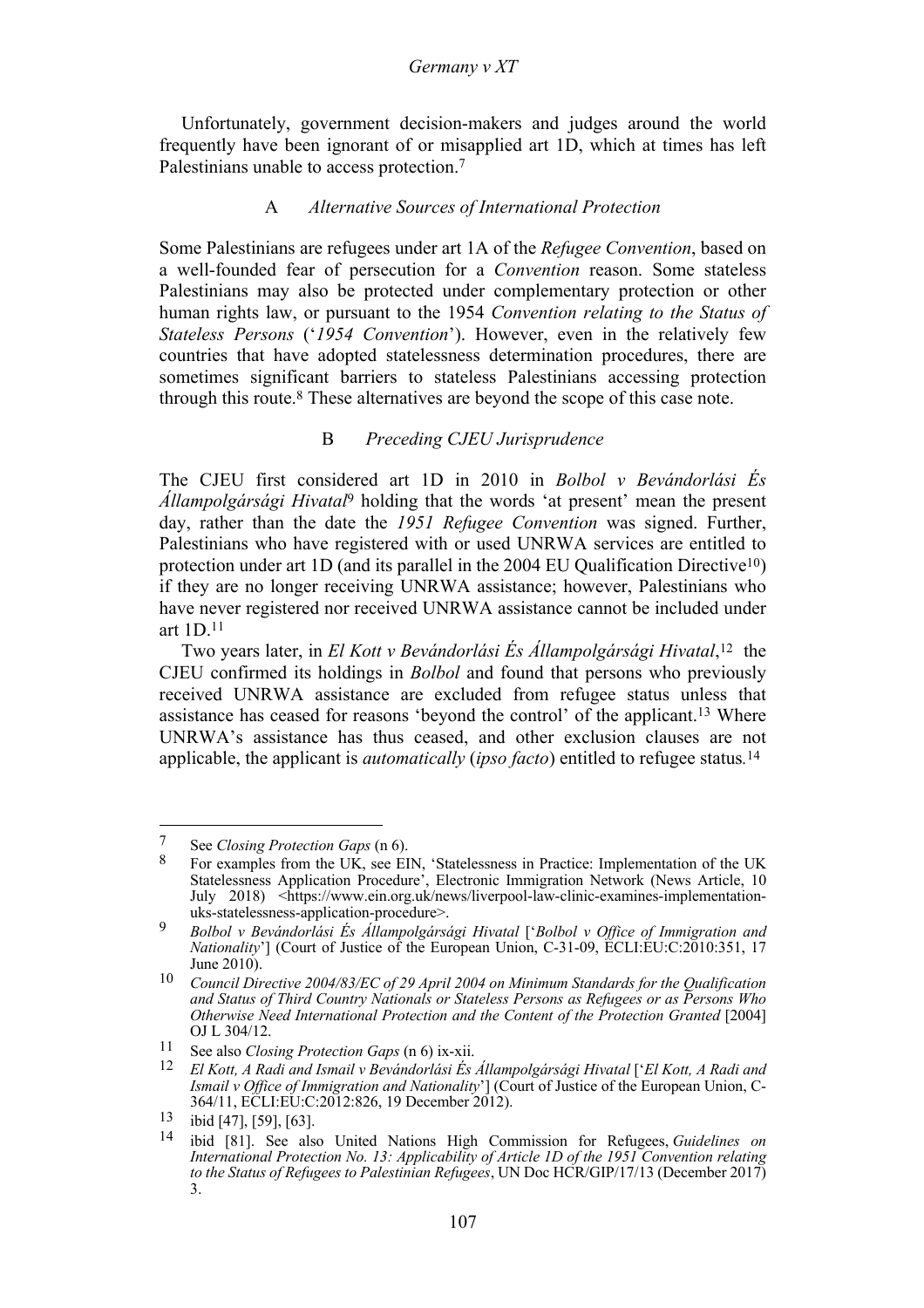Unfortunately, government decision-makers and judges around the world frequently have been ignorant of or misapplied art 1D, which at times has left Palestinians unable to access protection.[7]

### A *Alternative Sources of International Protection*

Some Palestinians are refugees under art 1A of the *Refugee Convention*, based on a well-founded fear of persecution for a *Convention* reason. Some stateless Palestinians may also be protected under complementary protection or other human rights law, or pursuant to the 1954 *Convention relating to the Status of Stateless Persons* ('*1954 Convention*'). However, even in the relatively few countries that have adopted statelessness determination procedures, there are sometimes significant barriers to stateless Palestinians accessing protection through this route.[8] These alternatives are beyond the scope of this case note.

### B *Preceding CJEU Jurisprudence*

The CJEU first considered art 1D in 2010 in *Bolbol v Bevándorlási És Állampolgársági Hivatal*[9] holding that the words 'at present' mean the present day, rather than the date the *1951 Refugee Convention* was signed. Further, Palestinians who have registered with or used UNRWA services are entitled to protection under art 1D (and its parallel in the 2004 EU Qualification Directive[10]) if they are no longer receiving UNRWA assistance; however, Palestinians who have never registered nor received UNRWA assistance cannot be included under art 1D.[11]

Two years later, in *El Kott v Bevándorlási És Állampolgársági Hivatal*,[12] the CJEU confirmed its holdings in *Bolbol* and found that persons who previously received UNRWA assistance are excluded from refugee status unless that assistance has ceased for reasons 'beyond the control' of the applicant.[13] Where UNRWA's assistance has thus ceased, and other exclusion clauses are not applicable, the applicant is *automatically* (*ipso facto*) entitled to refugee status.[14]

---

[7] See *Closing Protection Gaps* (n 6).

[8] For examples from the UK, see EIN, 'Statelessness in Practice: Implementation of the UK Statelessness Application Procedure', Electronic Immigration Network (News Article, 10 July 2018) <https://www.ein.org.uk/news/liverpool-law-clinic-examines-implementation-uks-statelessness-application-procedure>.

[9] *Bolbol v Bevándorlási És Állampolgársági Hivatal* ['*Bolbol v Office of Immigration and Nationality*'] (Court of Justice of the European Union, C-31-09, ECLI:EU:C:2010:351, 17 June 2010).

[10] *Council Directive 2004/83/EC of 29 April 2004 on Minimum Standards for the Qualification and Status of Third Country Nationals or Stateless Persons as Refugees or as Persons Who Otherwise Need International Protection and the Content of the Protection Granted* [2004] OJ L 304/12.

[11] See also *Closing Protection Gaps* (n 6) ix-xii.

[12] *El Kott, A Radi and Ismail v Bevándorlási És Állampolgársági Hivatal* ['*El Kott, A Radi and Ismail v Office of Immigration and Nationality*'] (Court of Justice of the European Union, C-364/11, ECLI:EU:C:2012:826, 19 December 2012).

[13] ibid [47], [59], [63].

[14] ibid [81]. See also United Nations High Commission for Refugees, *Guidelines on International Protection No. 13: Applicability of Article 1D of the 1951 Convention relating to the Status of Refugees to Palestinian Refugees*, UN Doc HCR/GIP/17/13 (December 2017) 3.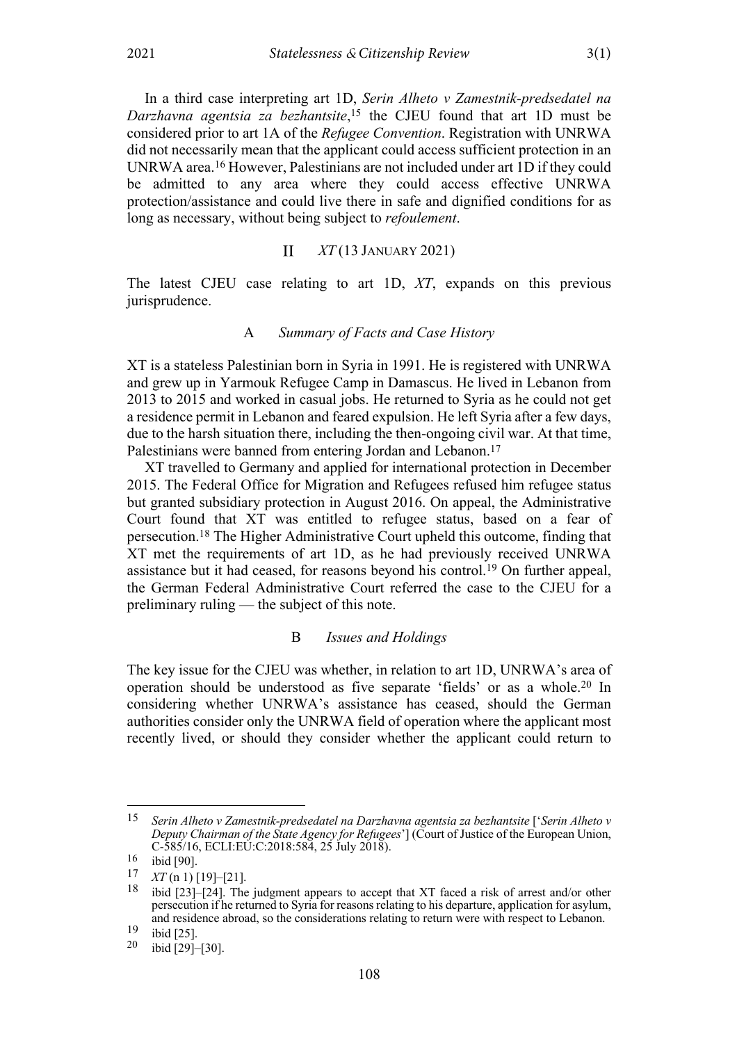In a third case interpreting art 1D, *Serin Alheto v Zamestnik-predsedatel na Darzhavna agentsia za bezhantsite*,[15] the CJEU found that art 1D must be considered prior to art 1A of the *Refugee Convention*. Registration with UNRWA did not necessarily mean that the applicant could access sufficient protection in an UNRWA area.[16] However, Palestinians are not included under art 1D if they could be admitted to any area where they could access effective UNRWA protection/assistance and could live there in safe and dignified conditions for as long as necessary, without being subject to *refoulement*.

## II *XT* (13 January 2021)

The latest CJEU case relating to art 1D, *XT*, expands on this previous jurisprudence.

### A *Summary of Facts and Case History*

XT is a stateless Palestinian born in Syria in 1991. He is registered with UNRWA and grew up in Yarmouk Refugee Camp in Damascus. He lived in Lebanon from 2013 to 2015 and worked in casual jobs. He returned to Syria as he could not get a residence permit in Lebanon and feared expulsion. He left Syria after a few days, due to the harsh situation there, including the then-ongoing civil war. At that time, Palestinians were banned from entering Jordan and Lebanon.[17]

XT travelled to Germany and applied for international protection in December 2015. The Federal Office for Migration and Refugees refused him refugee status but granted subsidiary protection in August 2016. On appeal, the Administrative Court found that XT was entitled to refugee status, based on a fear of persecution.[18] The Higher Administrative Court upheld this outcome, finding that XT met the requirements of art 1D, as he had previously received UNRWA assistance but it had ceased, for reasons beyond his control.[19] On further appeal, the German Federal Administrative Court referred the case to the CJEU for a preliminary ruling — the subject of this note.

### B *Issues and Holdings*

The key issue for the CJEU was whether, in relation to art 1D, UNRWA's area of operation should be understood as five separate 'fields' or as a whole.[20] In considering whether UNRWA's assistance has ceased, should the German authorities consider only the UNRWA field of operation where the applicant most recently lived, or should they consider whether the applicant could return to

---

15 *Serin Alheto v Zamestnik-predsedatel na Darzhavna agentsia za bezhantsite* ['*Serin Alheto v Deputy Chairman of the State Agency for Refugees*'] (Court of Justice of the European Union, C-585/16, ECLI:EU:C:2018:584, 25 July 2018).

16 ibid [90].

17 *XT* (n 1) [19]–[21].

18 ibid [23]–[24]. The judgment appears to accept that XT faced a risk of arrest and/or other persecution if he returned to Syria for reasons relating to his departure, application for asylum, and residence abroad, so the considerations relating to return were with respect to Lebanon.

19 ibid [25].

20 ibid [29]–[30].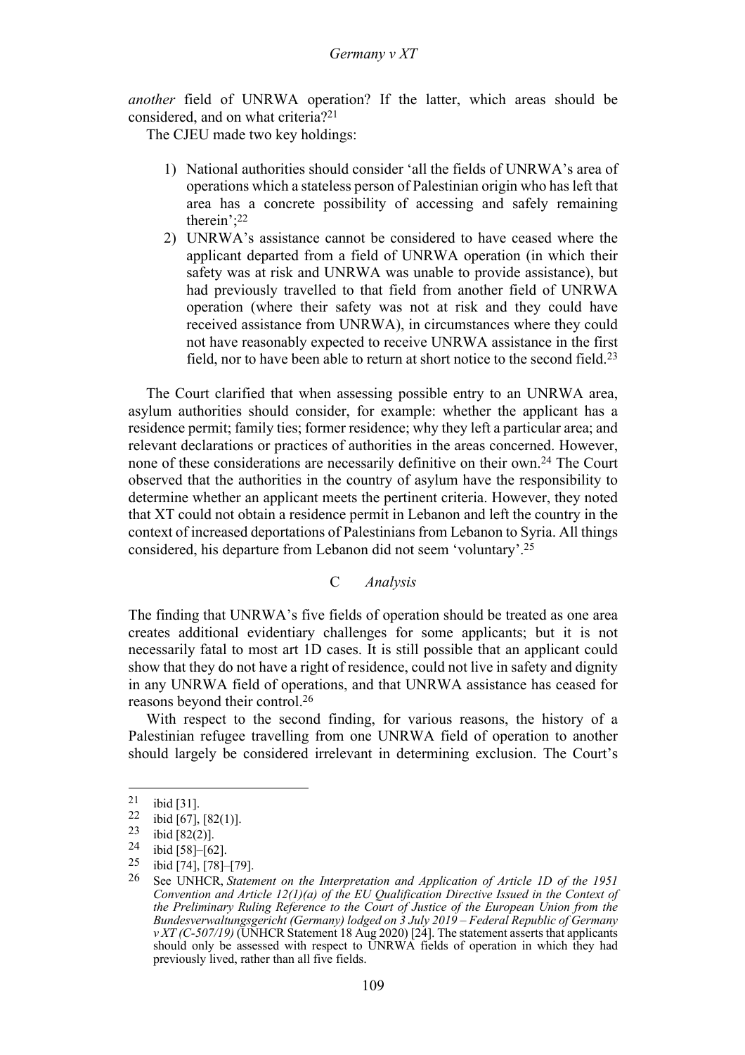*another* field of UNRWA operation? If the latter, which areas should be considered, and on what criteria?[21]

The CJEU made two key holdings:

1) National authorities should consider 'all the fields of UNRWA's area of operations which a stateless person of Palestinian origin who has left that area has a concrete possibility of accessing and safely remaining therein';[22]
2) UNRWA's assistance cannot be considered to have ceased where the applicant departed from a field of UNRWA operation (in which their safety was at risk and UNRWA was unable to provide assistance), but had previously travelled to that field from another field of UNRWA operation (where their safety was not at risk and they could have received assistance from UNRWA), in circumstances where they could not have reasonably expected to receive UNRWA assistance in the first field, nor to have been able to return at short notice to the second field.[23]

The Court clarified that when assessing possible entry to an UNRWA area, asylum authorities should consider, for example: whether the applicant has a residence permit; family ties; former residence; why they left a particular area; and relevant declarations or practices of authorities in the areas concerned. However, none of these considerations are necessarily definitive on their own.[24] The Court observed that the authorities in the country of asylum have the responsibility to determine whether an applicant meets the pertinent criteria. However, they noted that XT could not obtain a residence permit in Lebanon and left the country in the context of increased deportations of Palestinians from Lebanon to Syria. All things considered, his departure from Lebanon did not seem 'voluntary'.[25]

### C *Analysis*

The finding that UNRWA's five fields of operation should be treated as one area creates additional evidentiary challenges for some applicants; but it is not necessarily fatal to most art 1D cases. It is still possible that an applicant could show that they do not have a right of residence, could not live in safety and dignity in any UNRWA field of operations, and that UNRWA assistance has ceased for reasons beyond their control.[26]

With respect to the second finding, for various reasons, the history of a Palestinian refugee travelling from one UNRWA field of operation to another should largely be considered irrelevant in determining exclusion. The Court's

---

[21] ibid [31].

[22] ibid [67], [82(1)].

[23] ibid [82(2)].

[24] ibid [58]–[62].

[25] ibid [74], [78]–[79].

[26] See UNHCR, *Statement on the Interpretation and Application of Article 1D of the 1951 Convention and Article 12(1)(a) of the EU Qualification Directive Issued in the Context of the Preliminary Ruling Reference to the Court of Justice of the European Union from the Bundesverwaltungsgericht (Germany) lodged on 3 July 2019 – Federal Republic of Germany v XT (C-507/19)* (UNHCR Statement 18 Aug 2020) [24]. The statement asserts that applicants should only be assessed with respect to UNRWA fields of operation in which they had previously lived, rather than all five fields.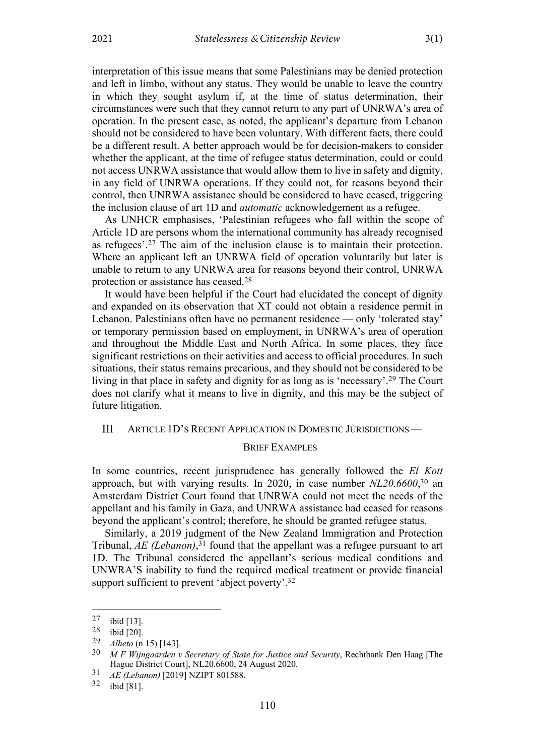interpretation of this issue means that some Palestinians may be denied protection and left in limbo, without any status. They would be unable to leave the country in which they sought asylum if, at the time of status determination, their circumstances were such that they cannot return to any part of UNRWA's area of operation. In the present case, as noted, the applicant's departure from Lebanon should not be considered to have been voluntary. With different facts, there could be a different result. A better approach would be for decision-makers to consider whether the applicant, at the time of refugee status determination, could or could not access UNRWA assistance that would allow them to live in safety and dignity, in any field of UNRWA operations. If they could not, for reasons beyond their control, then UNRWA assistance should be considered to have ceased, triggering the inclusion clause of art 1D and *automatic* acknowledgement as a refugee.

As UNHCR emphasises, 'Palestinian refugees who fall within the scope of Article 1D are persons whom the international community has already recognised as refugees'.[27] The aim of the inclusion clause is to maintain their protection. Where an applicant left an UNRWA field of operation voluntarily but later is unable to return to any UNRWA area for reasons beyond their control, UNRWA protection or assistance has ceased.[28]

It would have been helpful if the Court had elucidated the concept of dignity and expanded on its observation that XT could not obtain a residence permit in Lebanon. Palestinians often have no permanent residence — only 'tolerated stay' or temporary permission based on employment, in UNRWA's area of operation and throughout the Middle East and North Africa. In some places, they face significant restrictions on their activities and access to official procedures. In such situations, their status remains precarious, and they should not be considered to be living in that place in safety and dignity for as long as is 'necessary'.[29] The Court does not clarify what it means to live in dignity, and this may be the subject of future litigation.

## III ARTICLE 1D'S RECENT APPLICATION IN DOMESTIC JURISDICTIONS — BRIEF EXAMPLES

In some countries, recent jurisprudence has generally followed the *El Kott* approach, but with varying results. In 2020, in case number *NL20.6600*,[30] an Amsterdam District Court found that UNRWA could not meet the needs of the appellant and his family in Gaza, and UNRWA assistance had ceased for reasons beyond the applicant's control; therefore, he should be granted refugee status.

Similarly, a 2019 judgment of the New Zealand Immigration and Protection Tribunal, *AE (Lebanon)*,[31] found that the appellant was a refugee pursuant to art 1D. The Tribunal considered the appellant's serious medical conditions and UNWRA'S inability to fund the required medical treatment or provide financial support sufficient to prevent 'abject poverty'.[32]

---

[27] ibid [13].

[28] ibid [20].

[29] *Alheto* (n 15) [143].

[30] *M F Wijngaarden v Secretary of State for Justice and Security*, Rechtbank Den Haag [The Hague District Court], NL20.6600, 24 August 2020.

[31] *AE (Lebanon)* [2019] NZIPT 801588.

[32] ibid [81].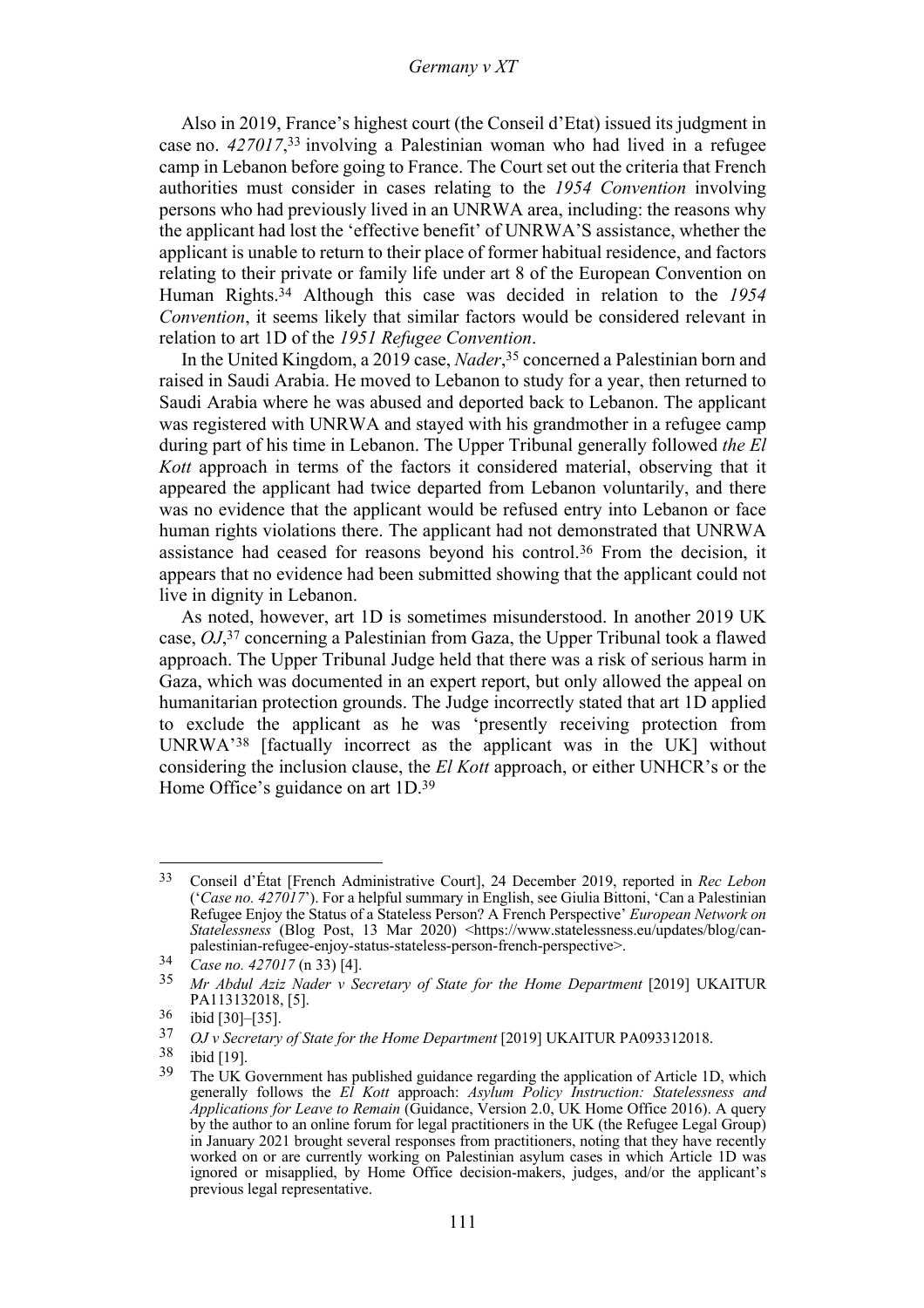Also in 2019, France's highest court (the Conseil d'Etat) issued its judgment in case no. *427017*,[33] involving a Palestinian woman who had lived in a refugee camp in Lebanon before going to France. The Court set out the criteria that French authorities must consider in cases relating to the *1954 Convention* involving persons who had previously lived in an UNRWA area, including: the reasons why the applicant had lost the 'effective benefit' of UNRWA'S assistance, whether the applicant is unable to return to their place of former habitual residence, and factors relating to their private or family life under art 8 of the European Convention on Human Rights.[34] Although this case was decided in relation to the *1954 Convention*, it seems likely that similar factors would be considered relevant in relation to art 1D of the *1951 Refugee Convention*.

In the United Kingdom, a 2019 case, *Nader*,[35] concerned a Palestinian born and raised in Saudi Arabia. He moved to Lebanon to study for a year, then returned to Saudi Arabia where he was abused and deported back to Lebanon. The applicant was registered with UNRWA and stayed with his grandmother in a refugee camp during part of his time in Lebanon. The Upper Tribunal generally followed *the El Kott* approach in terms of the factors it considered material, observing that it appeared the applicant had twice departed from Lebanon voluntarily, and there was no evidence that the applicant would be refused entry into Lebanon or face human rights violations there. The applicant had not demonstrated that UNRWA assistance had ceased for reasons beyond his control.[36] From the decision, it appears that no evidence had been submitted showing that the applicant could not live in dignity in Lebanon.

As noted, however, art 1D is sometimes misunderstood. In another 2019 UK case, *OJ*,[37] concerning a Palestinian from Gaza, the Upper Tribunal took a flawed approach. The Upper Tribunal Judge held that there was a risk of serious harm in Gaza, which was documented in an expert report, but only allowed the appeal on humanitarian protection grounds. The Judge incorrectly stated that art 1D applied to exclude the applicant as he was 'presently receiving protection from UNRWA'[38] [factually incorrect as the applicant was in the UK] without considering the inclusion clause, the *El Kott* approach, or either UNHCR's or the Home Office's guidance on art 1D.[39]

---

33 Conseil d'État [French Administrative Court], 24 December 2019, reported in *Rec Lebon* ('*Case no. 427017*'). For a helpful summary in English, see Giulia Bittoni, 'Can a Palestinian Refugee Enjoy the Status of a Stateless Person? A French Perspective' *European Network on Statelessness* (Blog Post, 13 Mar 2020) <https://www.statelessness.eu/updates/blog/can-palestinian-refugee-enjoy-status-stateless-person-french-perspective>.

34 *Case no. 427017* (n 33) [4].

35 *Mr Abdul Aziz Nader v Secretary of State for the Home Department* [2019] UKAITUR PA113132018, [5].

36 ibid [30]–[35].

37 *OJ v Secretary of State for the Home Department* [2019] UKAITUR PA093312018.

38 ibid [19].

39 The UK Government has published guidance regarding the application of Article 1D, which generally follows the *El Kott* approach: *Asylum Policy Instruction: Statelessness and Applications for Leave to Remain* (Guidance, Version 2.0, UK Home Office 2016). A query by the author to an online forum for legal practitioners in the UK (the Refugee Legal Group) in January 2021 brought several responses from practitioners, noting that they have recently worked on or are currently working on Palestinian asylum cases in which Article 1D was ignored or misapplied, by Home Office decision-makers, judges, and/or the applicant's previous legal representative.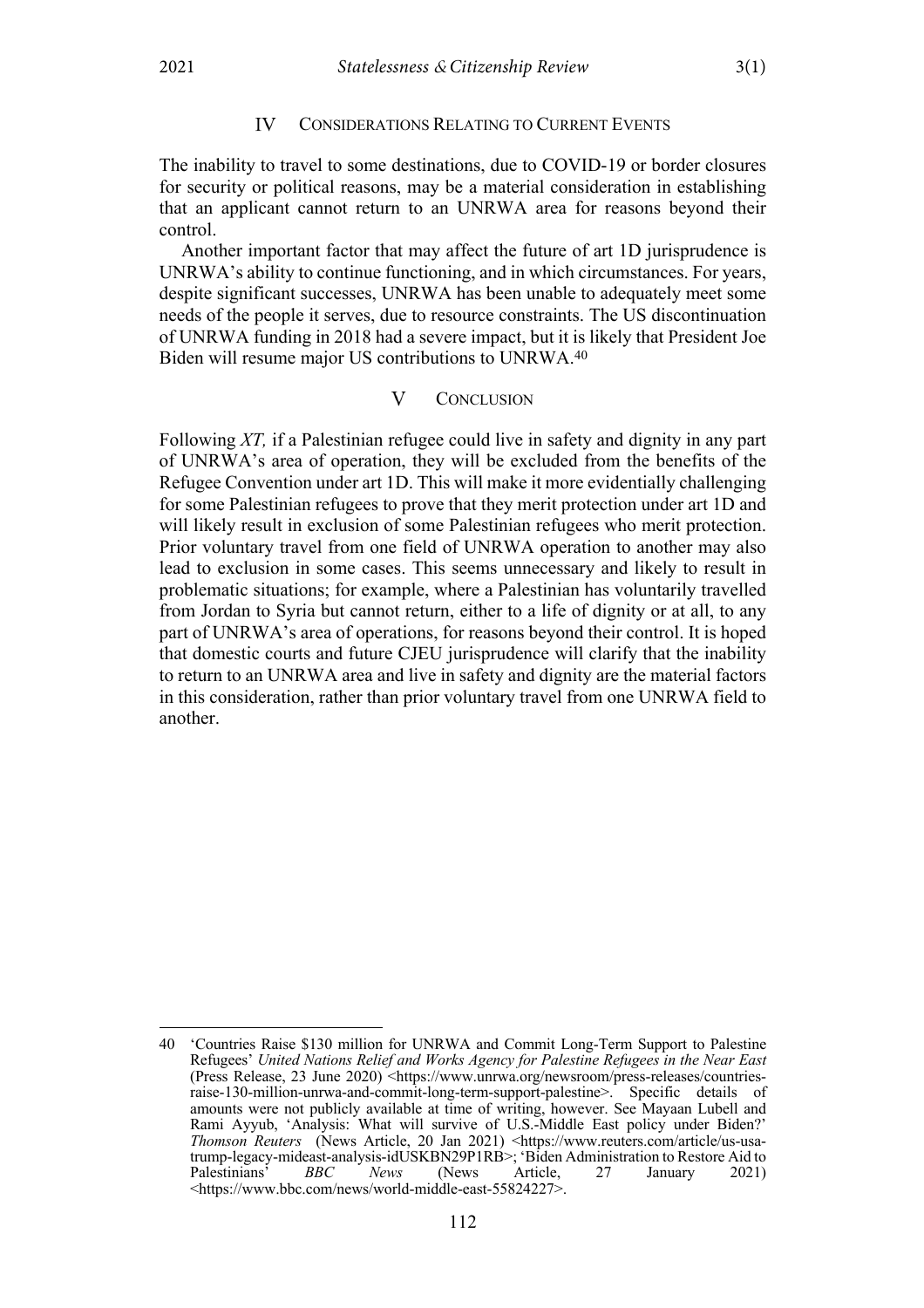## IV CONSIDERATIONS RELATING TO CURRENT EVENTS

The inability to travel to some destinations, due to COVID-19 or border closures for security or political reasons, may be a material consideration in establishing that an applicant cannot return to an UNRWA area for reasons beyond their control.

Another important factor that may affect the future of art 1D jurisprudence is UNRWA's ability to continue functioning, and in which circumstances. For years, despite significant successes, UNRWA has been unable to adequately meet some needs of the people it serves, due to resource constraints. The US discontinuation of UNRWA funding in 2018 had a severe impact, but it is likely that President Joe Biden will resume major US contributions to UNRWA.[40]

## V CONCLUSION

Following *XT,* if a Palestinian refugee could live in safety and dignity in any part of UNRWA's area of operation, they will be excluded from the benefits of the Refugee Convention under art 1D. This will make it more evidentially challenging for some Palestinian refugees to prove that they merit protection under art 1D and will likely result in exclusion of some Palestinian refugees who merit protection. Prior voluntary travel from one field of UNRWA operation to another may also lead to exclusion in some cases. This seems unnecessary and likely to result in problematic situations; for example, where a Palestinian has voluntarily travelled from Jordan to Syria but cannot return, either to a life of dignity or at all, to any part of UNRWA's area of operations, for reasons beyond their control. It is hoped that domestic courts and future CJEU jurisprudence will clarify that the inability to return to an UNRWA area and live in safety and dignity are the material factors in this consideration, rather than prior voluntary travel from one UNRWA field to another.

---

40 'Countries Raise $130 million for UNRWA and Commit Long-Term Support to Palestine Refugees' *United Nations Relief and Works Agency for Palestine Refugees in the Near East* (Press Release, 23 June 2020) <https://www.unrwa.org/newsroom/press-releases/countries-raise-130-million-unrwa-and-commit-long-term-support-palestine>. Specific details of amounts were not publicly available at time of writing, however. See Mayaan Lubell and Rami Ayyub, 'Analysis: What will survive of U.S.-Middle East policy under Biden?' *Thomson Reuters* (News Article, 20 Jan 2021) <https://www.reuters.com/article/us-usa-trump-legacy-mideast-analysis-idUSKBN29P1RB>; 'Biden Administration to Restore Aid to Palestinians' *BBC News* (News Article, 27 January 2021) <https://www.bbc.com/news/world-middle-east-55824227>.